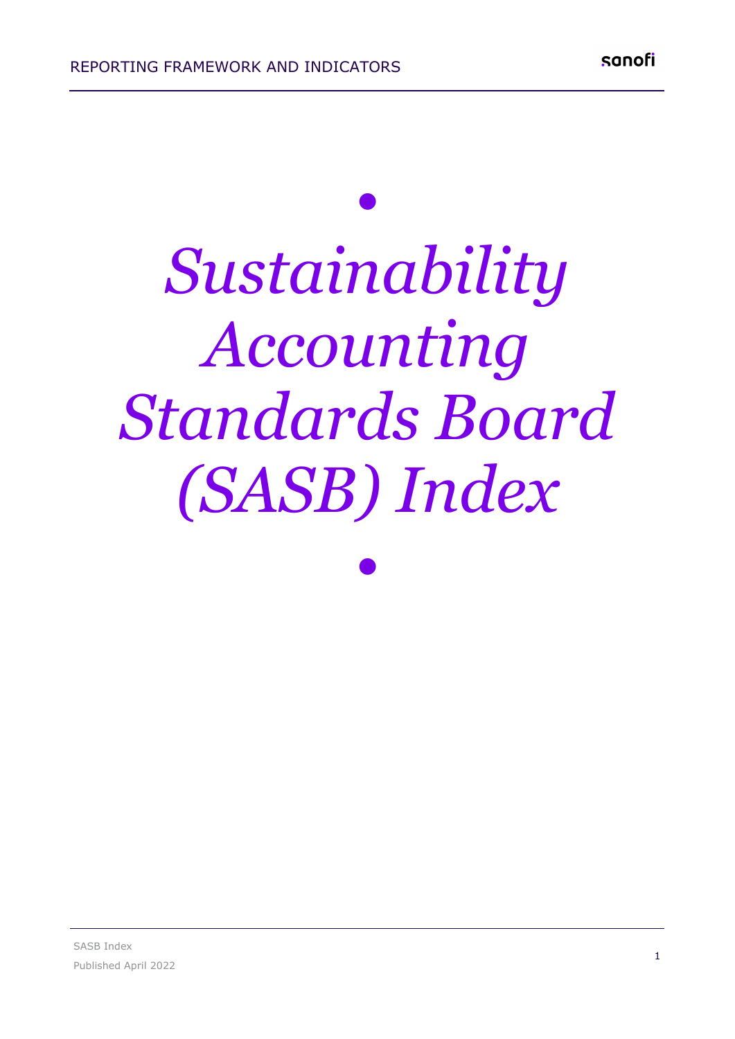# Sustainability Accounting Standards Board (SASB) Index

SASB Index

Published April 2022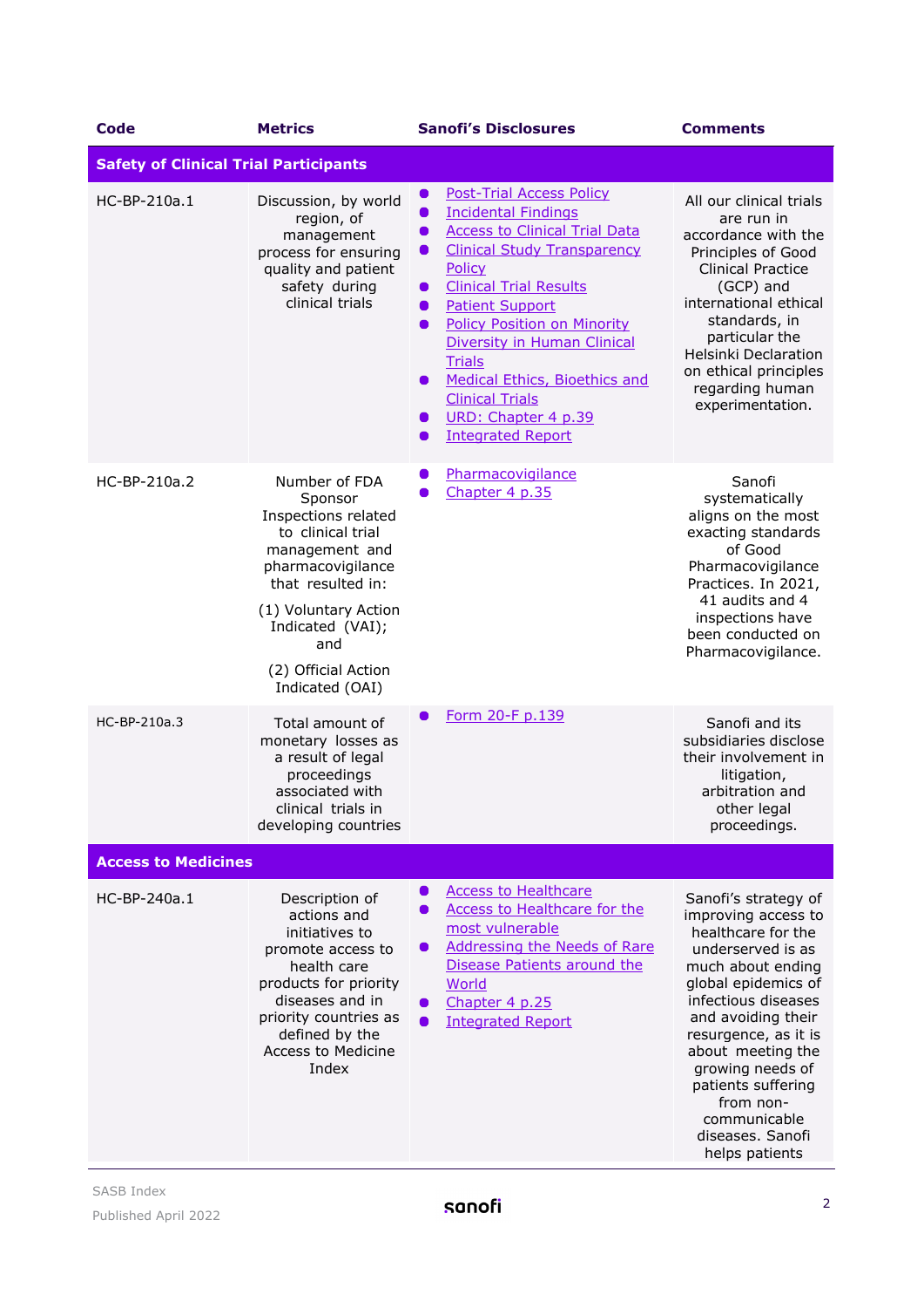| Code | Metrics | Sanofi's Disclosures | Comments |
|---|---|---|---|
| **Safety of Clinical Trial Participants** | | | |
| HC-BP-210a.1 | Discussion, by world region, of management process for ensuring quality and patient safety during clinical trials | • Post-Trial Access Policy<br>• Incidental Findings<br>• Access to Clinical Trial Data<br>• Clinical Study Transparency Policy<br>• Clinical Trial Results<br>• Patient Support<br>• Policy Position on Minority Diversity in Human Clinical Trials<br>• Medical Ethics, Bioethics and Clinical Trials<br>• URD: Chapter 4 p.39<br>• Integrated Report | All our clinical trials are run in accordance with the Principles of Good Clinical Practice (GCP) and international ethical standards, in particular the Helsinki Declaration on ethical principles regarding human experimentation. |
| HC-BP-210a.2 | Number of FDA Sponsor Inspections related to clinical trial management and pharmacovigilance that resulted in:<br>(1) Voluntary Action Indicated (VAI); and<br>(2) Official Action Indicated (OAI) | • Pharmacovigilance<br>• Chapter 4 p.35 | Sanofi systematically aligns on the most exacting standards of Good Pharmacovigilance Practices. In 2021, 41 audits and 4 inspections have been conducted on Pharmacovigilance. |
| HC-BP-210a.3 | Total amount of monetary losses as a result of legal proceedings associated with clinical trials in developing countries | • Form 20-F p.139 | Sanofi and its subsidiaries disclose their involvement in litigation, arbitration and other legal proceedings. |
| **Access to Medicines** | | | |
| HC-BP-240a.1 | Description of actions and initiatives to promote access to health care products for priority diseases and in priority countries as defined by the Access to Medicine Index | • Access to Healthcare<br>• Access to Healthcare for the most vulnerable<br>• Addressing the Needs of Rare Disease Patients around the World<br>• Chapter 4 p.25<br>• Integrated Report | Sanofi's strategy of improving access to healthcare for the underserved is as much about ending global epidemics of infectious diseases and avoiding their resurgence, as it is about meeting the growing needs of patients suffering from non-communicable diseases. Sanofi helps patients |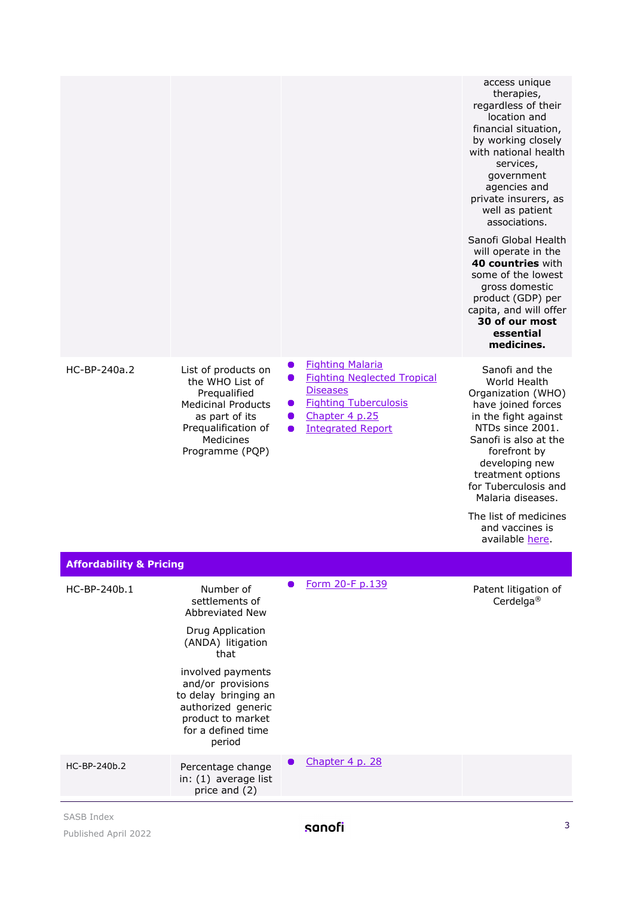| | | | |
|---|---|---|---|
| | | | access unique therapies, regardless of their location and financial situation, by working closely with national health services, government agencies and private insurers, as well as patient associations.<br><br>Sanofi Global Health will operate in the **40 countries** with some of the lowest gross domestic product (GDP) per capita, and will offer **30 of our most essential medicines.** |
| HC-BP-240a.2 | List of products on the WHO List of Prequalified Medicinal Products as part of its Prequalification of Medicines Programme (PQP) | • Fighting Malaria<br>• Fighting Neglected Tropical Diseases<br>• Fighting Tuberculosis<br>• Chapter 4 p.25<br>• Integrated Report | Sanofi and the World Health Organization (WHO) have joined forces in the fight against NTDs since 2001. Sanofi is also at the forefront by developing new treatment options for Tuberculosis and Malaria diseases.<br><br>The list of medicines and vaccines is available here. |
| **Affordability & Pricing** | | | |
| HC-BP-240b.1 | Number of settlements of Abbreviated New Drug Application (ANDA) litigation that involved payments and/or provisions to delay bringing an authorized generic product to market for a defined time period | • Form 20-F p.139 | Patent litigation of Cerdelga® |
| HC-BP-240b.2 | Percentage change in: (1) average list price and (2) | • Chapter 4 p. 28 | |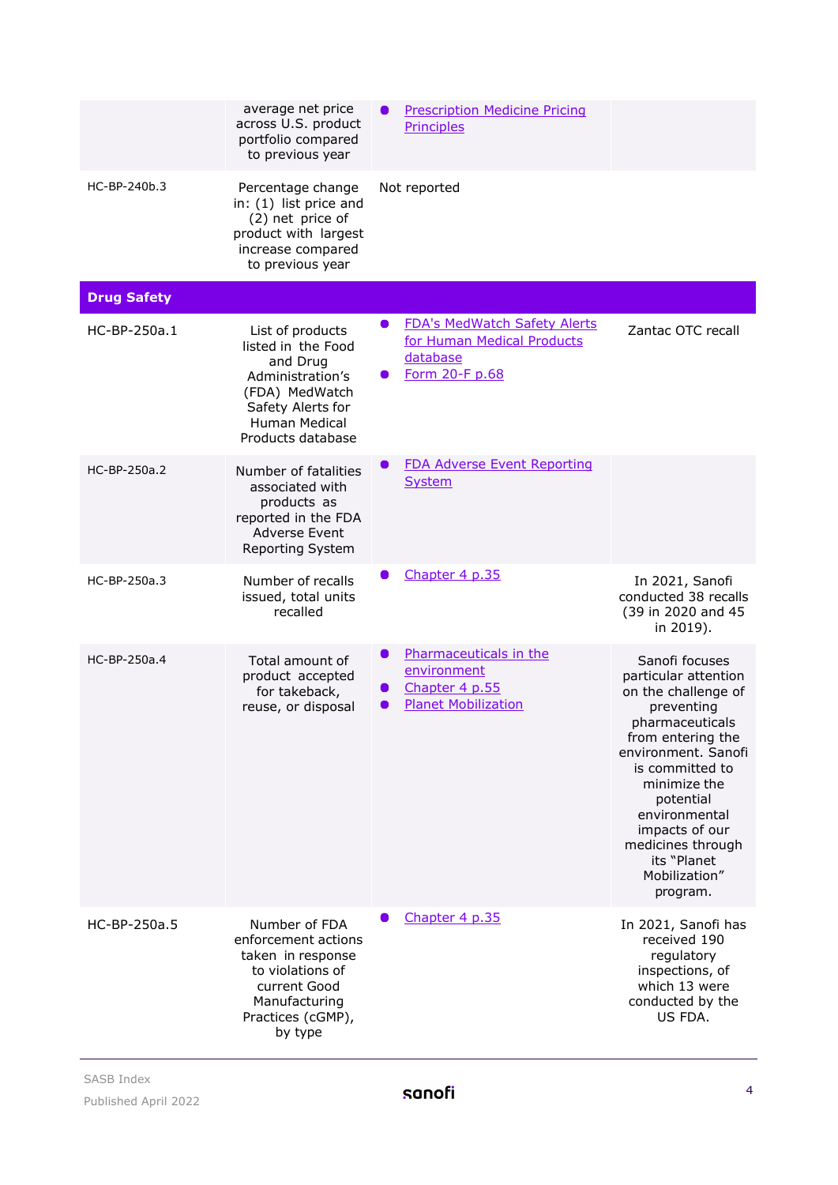| | | | |
|---|---|---|---|
| | average net price across U.S. product portfolio compared to previous year | • Prescription Medicine Pricing Principles | |
| HC-BP-240b.3 | Percentage change in: (1) list price and (2) net price of product with largest increase compared to previous year | Not reported | |
| **Drug Safety** | | | |
| HC-BP-250a.1 | List of products listed in the Food and Drug Administration's (FDA) MedWatch Safety Alerts for Human Medical Products database | • FDA's MedWatch Safety Alerts for Human Medical Products database<br>• Form 20-F p.68 | Zantac OTC recall |
| HC-BP-250a.2 | Number of fatalities associated with products as reported in the FDA Adverse Event Reporting System | • FDA Adverse Event Reporting System | |
| HC-BP-250a.3 | Number of recalls issued, total units recalled | • Chapter 4 p.35 | In 2021, Sanofi conducted 38 recalls (39 in 2020 and 45 in 2019). |
| HC-BP-250a.4 | Total amount of product accepted for takeback, reuse, or disposal | • Pharmaceuticals in the environment<br>• Chapter 4 p.55<br>• Planet Mobilization | Sanofi focuses particular attention on the challenge of preventing pharmaceuticals from entering the environment. Sanofi is committed to minimize the potential environmental impacts of our medicines through its "Planet Mobilization" program. |
| HC-BP-250a.5 | Number of FDA enforcement actions taken in response to violations of current Good Manufacturing Practices (cGMP), by type | • Chapter 4 p.35 | In 2021, Sanofi has received 190 regulatory inspections, of which 13 were conducted by the US FDA. |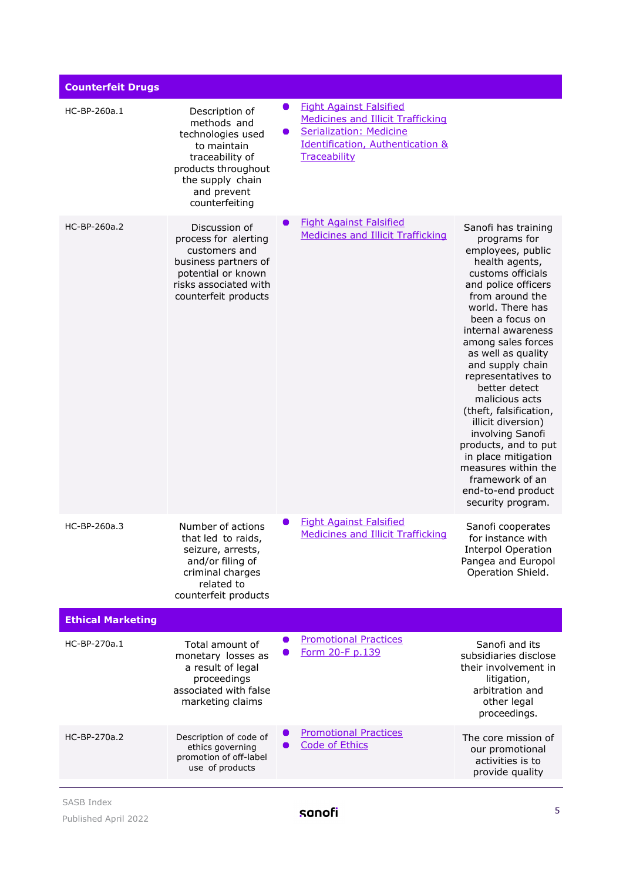| Counterfeit Drugs | | | |
|---|---|---|---|
| HC-BP-260a.1 | Description of methods and technologies used to maintain traceability of products throughout the supply chain and prevent counterfeiting | • Fight Against Falsified Medicines and Illicit Trafficking<br>• Serialization: Medicine Identification, Authentication & Traceability | |
| HC-BP-260a.2 | Discussion of process for alerting customers and business partners of potential or known risks associated with counterfeit products | • Fight Against Falsified Medicines and Illicit Trafficking | Sanofi has training programs for employees, public health agents, customs officials and police officers from around the world. There has been a focus on internal awareness among sales forces as well as quality and supply chain representatives to better detect malicious acts (theft, falsification, illicit diversion) involving Sanofi products, and to put in place mitigation measures within the framework of an end-to-end product security program. |
| HC-BP-260a.3 | Number of actions that led to raids, seizure, arrests, and/or filing of criminal charges related to counterfeit products | • Fight Against Falsified Medicines and Illicit Trafficking | Sanofi cooperates for instance with Interpol Operation Pangea and Europol Operation Shield. |
| **Ethical Marketing** | | | |
| HC-BP-270a.1 | Total amount of monetary losses as a result of legal proceedings associated with false marketing claims | • Promotional Practices<br>• Form 20-F p.139 | Sanofi and its subsidiaries disclose their involvement in litigation, arbitration and other legal proceedings. |
| HC-BP-270a.2 | Description of code of ethics governing promotion of off-label use of products | • Promotional Practices<br>• Code of Ethics | The core mission of our promotional activities is to provide quality |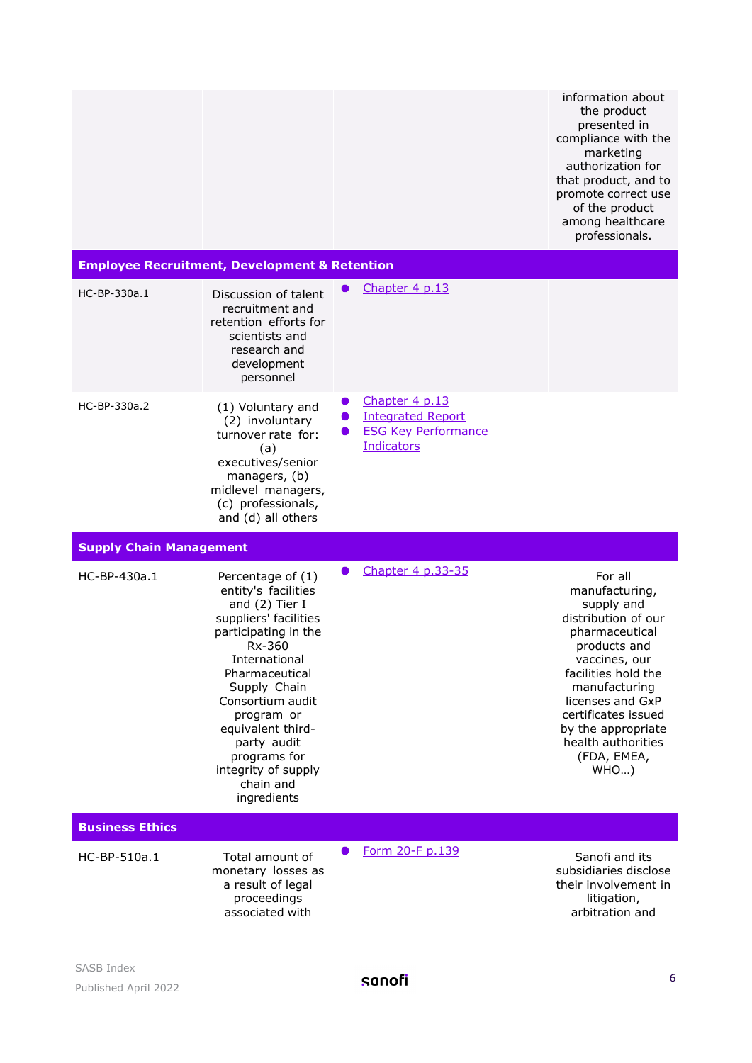| | | | |
|---|---|---|---|
| | | | information about the product presented in compliance with the marketing authorization for that product, and to promote correct use of the product among healthcare professionals. |
| **Employee Recruitment, Development & Retention** | | | |
| HC-BP-330a.1 | Discussion of talent recruitment and retention efforts for scientists and research and development personnel | • Chapter 4 p.13 | |
| HC-BP-330a.2 | (1) Voluntary and (2) involuntary turnover rate for: (a) executives/senior managers, (b) midlevel managers, (c) professionals, and (d) all others | • Chapter 4 p.13<br>• Integrated Report<br>• ESG Key Performance Indicators | |
| **Supply Chain Management** | | | |
| HC-BP-430a.1 | Percentage of (1) entity's facilities and (2) Tier I suppliers' facilities participating in the Rx-360 International Pharmaceutical Supply Chain Consortium audit program or equivalent third-party audit programs for integrity of supply chain and ingredients | • Chapter 4 p.33-35 | For all manufacturing, supply and distribution of our pharmaceutical products and vaccines, our facilities hold the manufacturing licenses and GxP certificates issued by the appropriate health authorities (FDA, EMEA, WHO…) |
| **Business Ethics** | | | |
| HC-BP-510a.1 | Total amount of monetary losses as a result of legal proceedings associated with | • Form 20-F p.139 | Sanofi and its subsidiaries disclose their involvement in litigation, arbitration and |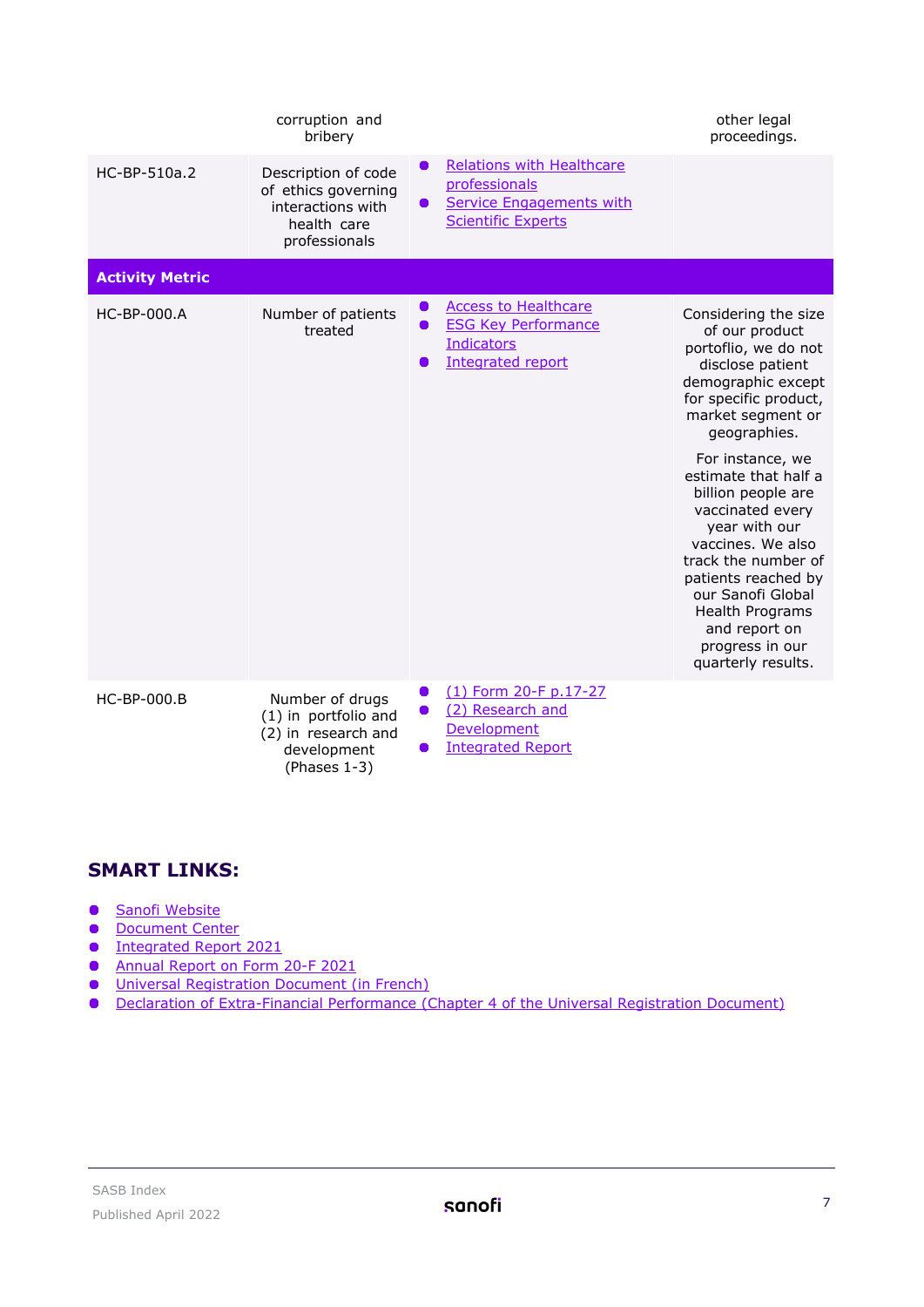| | | | |
|---|---|---|---|
| | corruption and bribery | | other legal proceedings. |
| HC-BP-510a.2 | Description of code of ethics governing interactions with health care professionals | • Relations with Healthcare professionals<br>• Service Engagements with Scientific Experts | |
| **Activity Metric** | | | |
| HC-BP-000.A | Number of patients treated | • Access to Healthcare<br>• ESG Key Performance Indicators<br>• Integrated report | Considering the size of our product portoflio, we do not disclose patient demographic except for specific product, market segment or geographies.<br><br>For instance, we estimate that half a billion people are vaccinated every year with our vaccines. We also track the number of patients reached by our Sanofi Global Health Programs and report on progress in our quarterly results. |
| HC-BP-000.B | Number of drugs (1) in portfolio and (2) in research and development (Phases 1-3) | • (1) Form 20-F p.17-27<br>• (2) Research and Development<br>• Integrated Report | |

## SMART LINKS:

- Sanofi Website
- Document Center
- Integrated Report 2021
- Annual Report on Form 20-F 2021
- Universal Registration Document (in French)
- Declaration of Extra-Financial Performance (Chapter 4 of the Universal Registration Document)